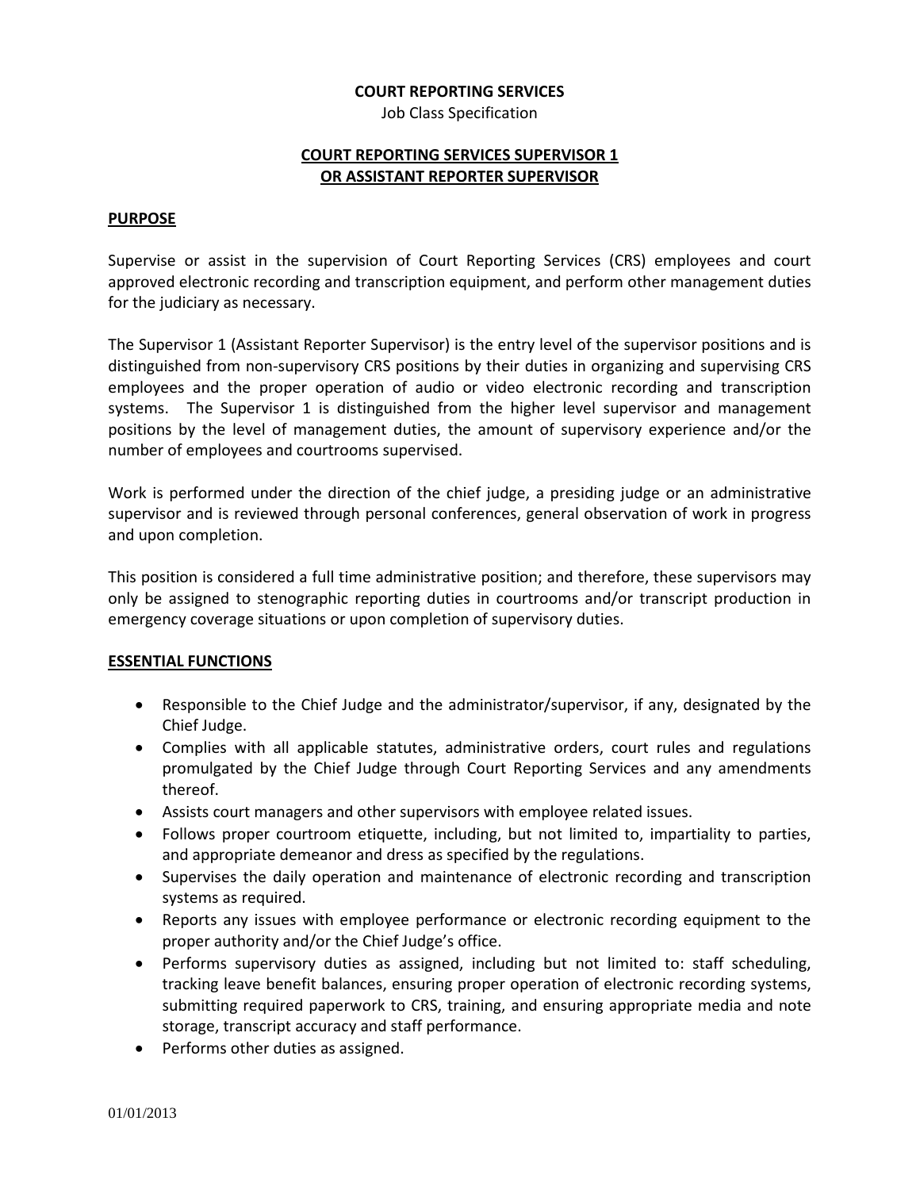**COURT REPORTING SERVICES**

Job Class Specification

# COURT REPORTING SERVICES SUPERVISOR 1 OR ASSISTANT REPORTER SUPERVISOR

## PURPOSE

Supervise or assist in the supervision of Court Reporting Services (CRS) employees and court approved electronic recording and transcription equipment, and perform other management duties for the judiciary as necessary.

The Supervisor 1 (Assistant Reporter Supervisor) is the entry level of the supervisor positions and is distinguished from non-supervisory CRS positions by their duties in organizing and supervising CRS employees and the proper operation of audio or video electronic recording and transcription systems. The Supervisor 1 is distinguished from the higher level supervisor and management positions by the level of management duties, the amount of supervisory experience and/or the number of employees and courtrooms supervised.

Work is performed under the direction of the chief judge, a presiding judge or an administrative supervisor and is reviewed through personal conferences, general observation of work in progress and upon completion.

This position is considered a full time administrative position; and therefore, these supervisors may only be assigned to stenographic reporting duties in courtrooms and/or transcript production in emergency coverage situations or upon completion of supervisory duties.

## ESSENTIAL FUNCTIONS

- Responsible to the Chief Judge and the administrator/supervisor, if any, designated by the Chief Judge.
- Complies with all applicable statutes, administrative orders, court rules and regulations promulgated by the Chief Judge through Court Reporting Services and any amendments thereof.
- Assists court managers and other supervisors with employee related issues.
- Follows proper courtroom etiquette, including, but not limited to, impartiality to parties, and appropriate demeanor and dress as specified by the regulations.
- Supervises the daily operation and maintenance of electronic recording and transcription systems as required.
- Reports any issues with employee performance or electronic recording equipment to the proper authority and/or the Chief Judge's office.
- Performs supervisory duties as assigned, including but not limited to: staff scheduling, tracking leave benefit balances, ensuring proper operation of electronic recording systems, submitting required paperwork to CRS, training, and ensuring appropriate media and note storage, transcript accuracy and staff performance.
- Performs other duties as assigned.

01/01/2013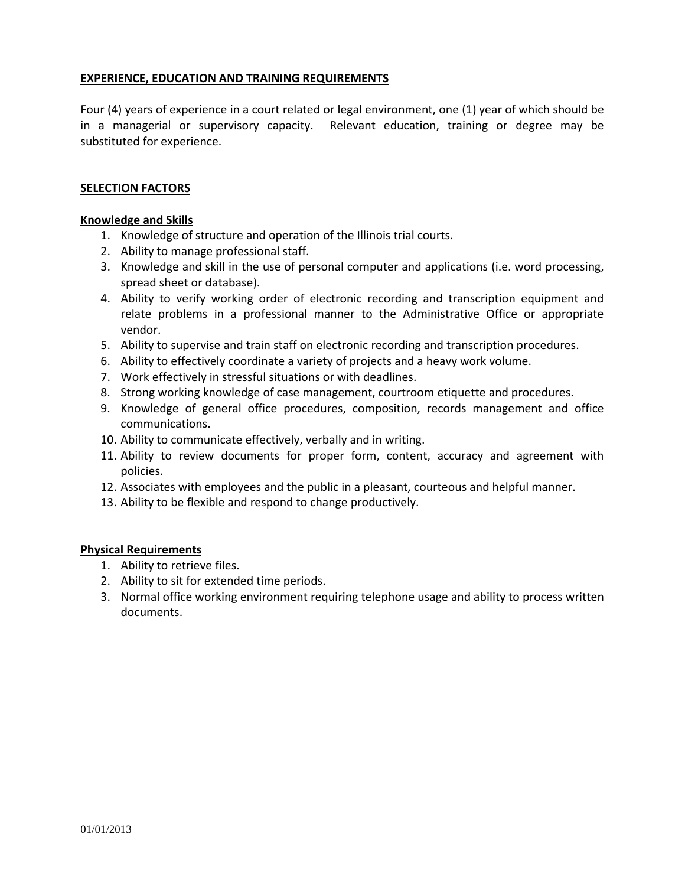**EXPERIENCE, EDUCATION AND TRAINING REQUIREMENTS**

Four (4) years of experience in a court related or legal environment, one (1) year of which should be in a managerial or supervisory capacity. Relevant education, training or degree may be substituted for experience.

**SELECTION FACTORS**

**Knowledge and Skills**

1. Knowledge of structure and operation of the Illinois trial courts.
2. Ability to manage professional staff.
3. Knowledge and skill in the use of personal computer and applications (i.e. word processing, spread sheet or database).
4. Ability to verify working order of electronic recording and transcription equipment and relate problems in a professional manner to the Administrative Office or appropriate vendor.
5. Ability to supervise and train staff on electronic recording and transcription procedures.
6. Ability to effectively coordinate a variety of projects and a heavy work volume.
7. Work effectively in stressful situations or with deadlines.
8. Strong working knowledge of case management, courtroom etiquette and procedures.
9. Knowledge of general office procedures, composition, records management and office communications.
10. Ability to communicate effectively, verbally and in writing.
11. Ability to review documents for proper form, content, accuracy and agreement with policies.
12. Associates with employees and the public in a pleasant, courteous and helpful manner.
13. Ability to be flexible and respond to change productively.

**Physical Requirements**

1. Ability to retrieve files.
2. Ability to sit for extended time periods.
3. Normal office working environment requiring telephone usage and ability to process written documents.

01/01/2013